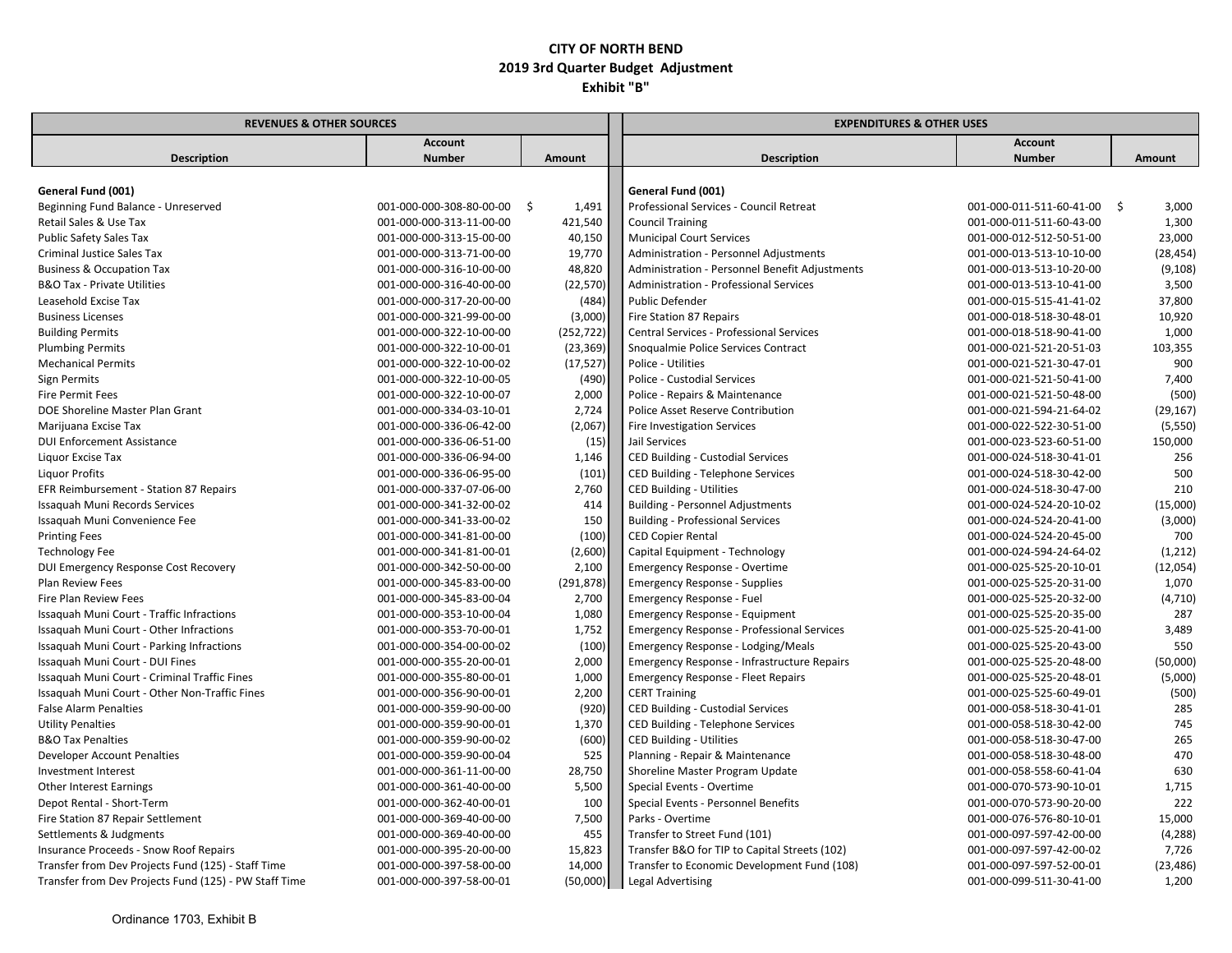**CITY OF NORTH BEND**
**2019 3rd Quarter Budget Adjustment**
**Exhibit "B"**

| REVENUES & OTHER SOURCES | | | EXPENDITURES & OTHER USES | | |
|---|---|---|---|---|---|
| Description | Account Number | Amount | Description | Account Number | Amount |
| **General Fund (001)** | | | **General Fund (001)** | | |
| Beginning Fund Balance - Unreserved | 001-000-000-308-80-00-00 | $ 1,491 | Professional Services - Council Retreat | 001-000-011-511-60-41-00 | $ 3,000 |
| Retail Sales & Use Tax | 001-000-000-313-11-00-00 | 421,540 | Council Training | 001-000-011-511-60-43-00 | 1,300 |
| Public Safety Sales Tax | 001-000-000-313-15-00-00 | 40,150 | Municipal Court Services | 001-000-012-512-50-51-00 | 23,000 |
| Criminal Justice Sales Tax | 001-000-000-313-71-00-00 | 19,770 | Administration - Personnel Adjustments | 001-000-013-513-10-10-00 | (28,454) |
| Business & Occupation Tax | 001-000-000-316-10-00-00 | 48,820 | Administration - Personnel Benefit Adjustments | 001-000-013-513-10-20-00 | (9,108) |
| B&O Tax - Private Utilities | 001-000-000-316-40-00-00 | (22,570) | Administration - Professional Services | 001-000-013-513-10-41-00 | 3,500 |
| Leasehold Excise Tax | 001-000-000-317-20-00-00 | (484) | Public Defender | 001-000-015-515-41-41-02 | 37,800 |
| Business Licenses | 001-000-000-321-99-00-00 | (3,000) | Fire Station 87 Repairs | 001-000-018-518-30-48-01 | 10,920 |
| Building Permits | 001-000-000-322-10-00-00 | (252,722) | Central Services - Professional Services | 001-000-018-518-90-41-00 | 1,000 |
| Plumbing Permits | 001-000-000-322-10-00-01 | (23,369) | Snoqualmie Police Services Contract | 001-000-021-521-20-51-03 | 103,355 |
| Mechanical Permits | 001-000-000-322-10-00-02 | (17,527) | Police - Utilities | 001-000-021-521-30-47-01 | 900 |
| Sign Permits | 001-000-000-322-10-00-05 | (490) | Police - Custodial Services | 001-000-021-521-50-41-00 | 7,400 |
| Fire Permit Fees | 001-000-000-322-10-00-07 | 2,000 | Police - Repairs & Maintenance | 001-000-021-521-50-48-00 | (500) |
| DOE Shoreline Master Plan Grant | 001-000-000-334-03-10-01 | 2,724 | Police Asset Reserve Contribution | 001-000-021-594-21-64-02 | (29,167) |
| Marijuana Excise Tax | 001-000-000-336-06-42-00 | (2,067) | Fire Investigation Services | 001-000-022-522-30-51-00 | (5,550) |
| DUI Enforcement Assistance | 001-000-000-336-06-51-00 | (15) | Jail Services | 001-000-023-523-60-51-00 | 150,000 |
| Liquor Excise Tax | 001-000-000-336-06-94-00 | 1,146 | CED Building - Custodial Services | 001-000-024-518-30-41-01 | 256 |
| Liquor Profits | 001-000-000-336-06-95-00 | (101) | CED Building - Telephone Services | 001-000-024-518-30-42-00 | 500 |
| EFR Reimbursement - Station 87 Repairs | 001-000-000-337-07-06-00 | 2,760 | CED Building - Utilities | 001-000-024-518-30-47-00 | 210 |
| Issaquah Muni Records Services | 001-000-000-341-32-00-02 | 414 | Building - Personnel Adjustments | 001-000-024-524-20-10-02 | (15,000) |
| Issaquah Muni Convenience Fee | 001-000-000-341-33-00-02 | 150 | Building - Professional Services | 001-000-024-524-20-41-00 | (3,000) |
| Printing Fees | 001-000-000-341-81-00-00 | (100) | CED Copier Rental | 001-000-024-524-20-45-00 | 700 |
| Technology Fee | 001-000-000-341-81-00-01 | (2,600) | Capital Equipment - Technology | 001-000-024-594-24-64-02 | (1,212) |
| DUI Emergency Response Cost Recovery | 001-000-000-342-50-00-00 | 2,100 | Emergency Response - Overtime | 001-000-025-525-20-10-01 | (12,054) |
| Plan Review Fees | 001-000-000-345-83-00-00 | (291,878) | Emergency Response - Supplies | 001-000-025-525-20-31-00 | 1,070 |
| Fire Plan Review Fees | 001-000-000-345-83-00-04 | 2,700 | Emergency Response - Fuel | 001-000-025-525-20-32-00 | (4,710) |
| Issaquah Muni Court - Traffic Infractions | 001-000-000-353-10-00-04 | 1,080 | Emergency Response - Equipment | 001-000-025-525-20-35-00 | 287 |
| Issaquah Muni Court - Other Infractions | 001-000-000-353-70-00-01 | 1,752 | Emergency Response - Professional Services | 001-000-025-525-20-41-00 | 3,489 |
| Issaquah Muni Court - Parking Infractions | 001-000-000-354-00-00-02 | (100) | Emergency Response - Lodging/Meals | 001-000-025-525-20-43-00 | 550 |
| Issaquah Muni Court - DUI Fines | 001-000-000-355-20-00-01 | 2,000 | Emergency Response - Infrastructure Repairs | 001-000-025-525-20-48-00 | (50,000) |
| Issaquah Muni Court - Criminal Traffic Fines | 001-000-000-355-80-00-01 | 1,000 | Emergency Response - Fleet Repairs | 001-000-025-525-20-48-01 | (5,000) |
| Issaquah Muni Court - Other Non-Traffic Fines | 001-000-000-356-90-00-01 | 2,200 | CERT Training | 001-000-025-525-60-49-01 | (500) |
| False Alarm Penalties | 001-000-000-359-90-00-00 | (920) | CED Building - Custodial Services | 001-000-058-518-30-41-01 | 285 |
| Utility Penalties | 001-000-000-359-90-00-01 | 1,370 | CED Building - Telephone Services | 001-000-058-518-30-42-00 | 745 |
| B&O Tax Penalties | 001-000-000-359-90-00-02 | (600) | CED Building - Utilities | 001-000-058-518-30-47-00 | 265 |
| Developer Account Penalties | 001-000-000-359-90-00-04 | 525 | Planning - Repair & Maintenance | 001-000-058-518-30-48-00 | 470 |
| Investment Interest | 001-000-000-361-11-00-00 | 28,750 | Shoreline Master Program Update | 001-000-058-558-60-41-04 | 630 |
| Other Interest Earnings | 001-000-000-361-40-00-00 | 5,500 | Special Events - Overtime | 001-000-070-573-90-10-01 | 1,715 |
| Depot Rental - Short-Term | 001-000-000-362-40-00-01 | 100 | Special Events - Personnel Benefits | 001-000-070-573-90-20-00 | 222 |
| Fire Station 87 Repair Settlement | 001-000-000-369-40-00-00 | 7,500 | Parks - Overtime | 001-000-076-576-80-10-01 | 15,000 |
| Settlements & Judgments | 001-000-000-369-40-00-00 | 455 | Transfer to Street Fund (101) | 001-000-097-597-42-00-00 | (4,288) |
| Insurance Proceeds - Snow Roof Repairs | 001-000-000-395-20-00-00 | 15,823 | Transfer B&O for TIP to Capital Streets (102) | 001-000-097-597-42-00-02 | 7,726 |
| Transfer from Dev Projects Fund (125) - Staff Time | 001-000-000-397-58-00-00 | 14,000 | Transfer to Economic Development Fund (108) | 001-000-097-597-52-00-01 | (23,486) |
| Transfer from Dev Projects Fund (125) - PW Staff Time | 001-000-000-397-58-00-01 | (50,000) | Legal Advertising | 001-000-099-511-30-41-00 | 1,200 |

Ordinance 1703, Exhibit B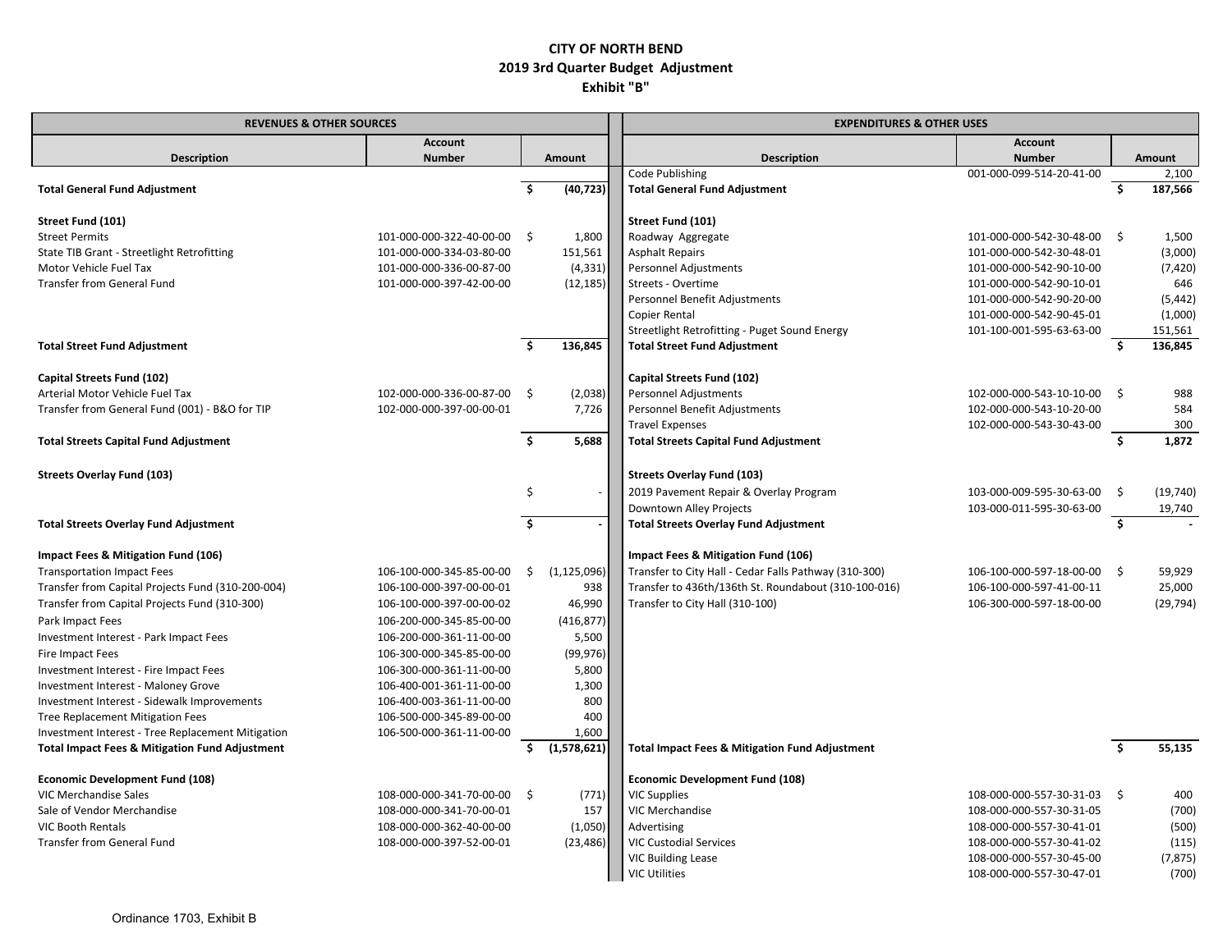**CITY OF NORTH BEND**
**2019 3rd Quarter Budget Adjustment**
**Exhibit "B"**

| REVENUES & OTHER SOURCES | | | EXPENDITURES & OTHER USES | | |
|---|---|---|---|---|---|
| **Description** | **Account Number** | **Amount** | **Description** | **Account Number** | **Amount** |
| | | | Code Publishing | 001-000-099-514-20-41-00 | 2,100 |
| **Total General Fund Adjustment** | | **$ (40,723)** | **Total General Fund Adjustment** | | **$ 187,566** |
| | | | | | |
| **Street Fund (101)** | | | **Street Fund (101)** | | |
| Street Permits | 101-000-000-322-40-00-00 | $ 1,800 | Roadway Aggregate | 101-000-000-542-30-48-00 | $ 1,500 |
| State TIB Grant - Streetlight Retrofitting | 101-000-000-334-03-80-00 | 151,561 | Asphalt Repairs | 101-000-000-542-30-48-01 | (3,000) |
| Motor Vehicle Fuel Tax | 101-000-000-336-00-87-00 | (4,331) | Personnel Adjustments | 101-000-000-542-90-10-00 | (7,420) |
| Transfer from General Fund | 101-000-000-397-42-00-00 | (12,185) | Streets - Overtime | 101-000-000-542-90-10-01 | 646 |
| | | | Personnel Benefit Adjustments | 101-000-000-542-90-20-00 | (5,442) |
| | | | Copier Rental | 101-000-000-542-90-45-01 | (1,000) |
| | | | Streetlight Retrofitting - Puget Sound Energy | 101-100-001-595-63-63-00 | 151,561 |
| **Total Street Fund Adjustment** | | **$ 136,845** | **Total Street Fund Adjustment** | | **$ 136,845** |
| | | | | | |
| **Capital Streets Fund (102)** | | | **Capital Streets Fund (102)** | | |
| Arterial Motor Vehicle Fuel Tax | 102-000-000-336-00-87-00 | $ (2,038) | Personnel Adjustments | 102-000-000-543-10-10-00 | $ 988 |
| Transfer from General Fund (001) - B&O for TIP | 102-000-000-397-00-00-01 | 7,726 | Personnel Benefit Adjustments | 102-000-000-543-10-20-00 | 584 |
| | | | Travel Expenses | 102-000-000-543-30-43-00 | 300 |
| **Total Streets Capital Fund Adjustment** | | **$ 5,688** | **Total Streets Capital Fund Adjustment** | | **$ 1,872** |
| | | | | | |
| **Streets Overlay Fund (103)** | | | **Streets Overlay Fund (103)** | | |
| | | $ - | 2019 Pavement Repair & Overlay Program | 103-000-009-595-30-63-00 | $ (19,740) |
| | | | Downtown Alley Projects | 103-000-011-595-30-63-00 | 19,740 |
| **Total Streets Overlay Fund Adjustment** | | **$ -** | **Total Streets Overlay Fund Adjustment** | | **$ -** |
| | | | | | |
| **Impact Fees & Mitigation Fund (106)** | | | **Impact Fees & Mitigation Fund (106)** | | |
| Transportation Impact Fees | 106-100-000-345-85-00-00 | $ (1,125,096) | Transfer to City Hall - Cedar Falls Pathway (310-300) | 106-100-000-597-18-00-00 | $ 59,929 |
| Transfer from Capital Projects Fund (310-200-004) | 106-100-000-397-00-00-01 | 938 | Transfer to 436th/136th St. Roundabout (310-100-016) | 106-100-000-597-41-00-11 | 25,000 |
| Transfer from Capital Projects Fund (310-300) | 106-100-000-397-00-00-02 | 46,990 | Transfer to City Hall (310-100) | 106-300-000-597-18-00-00 | (29,794) |
| Park Impact Fees | 106-200-000-345-85-00-00 | (416,877) | | | |
| Investment Interest - Park Impact Fees | 106-200-000-361-11-00-00 | 5,500 | | | |
| Fire Impact Fees | 106-300-000-345-85-00-00 | (99,976) | | | |
| Investment Interest - Fire Impact Fees | 106-300-000-361-11-00-00 | 5,800 | | | |
| Investment Interest - Maloney Grove | 106-400-001-361-11-00-00 | 1,300 | | | |
| Investment Interest - Sidewalk Improvements | 106-400-003-361-11-00-00 | 800 | | | |
| Tree Replacement Mitigation Fees | 106-500-000-345-89-00-00 | 400 | | | |
| Investment Interest - Tree Replacement Mitigation | 106-500-000-361-11-00-00 | 1,600 | | | |
| **Total Impact Fees & Mitigation Fund Adjustment** | | **$ (1,578,621)** | **Total Impact Fees & Mitigation Fund Adjustment** | | **$ 55,135** |
| | | | | | |
| **Economic Development Fund (108)** | | | **Economic Development Fund (108)** | | |
| VIC Merchandise Sales | 108-000-000-341-70-00-00 | $ (771) | VIC Supplies | 108-000-000-557-30-31-03 | $ 400 |
| Sale of Vendor Merchandise | 108-000-000-341-70-00-01 | 157 | VIC Merchandise | 108-000-000-557-30-31-05 | (700) |
| VIC Booth Rentals | 108-000-000-362-40-00-00 | (1,050) | Advertising | 108-000-000-557-30-41-01 | (500) |
| Transfer from General Fund | 108-000-000-397-52-00-01 | (23,486) | VIC Custodial Services | 108-000-000-557-30-41-02 | (115) |
| | | | VIC Building Lease | 108-000-000-557-30-45-00 | (7,875) |
| | | | VIC Utilities | 108-000-000-557-30-47-01 | (700) |

Ordinance 1703, Exhibit B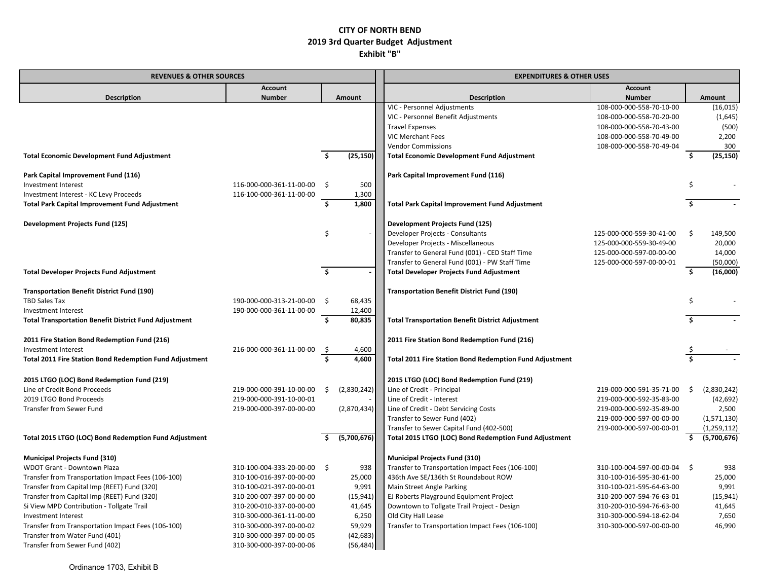# CITY OF NORTH BEND
## 2019 3rd Quarter Budget Adjustment
### Exhibit "B"

| REVENUES & OTHER SOURCES | | | EXPENDITURES & OTHER USES | | |
|---|---|---|---|---|---|
| **Description** | **Account Number** | **Amount** | **Description** | **Account Number** | **Amount** |
| | | | VIC - Personnel Adjustments | 108-000-000-558-70-10-00 | (16,015) |
| | | | VIC - Personnel Benefit Adjustments | 108-000-000-558-70-20-00 | (1,645) |
| | | | Travel Expenses | 108-000-000-558-70-43-00 | (500) |
| | | | VIC Merchant Fees | 108-000-000-558-70-49-00 | 2,200 |
| | | | Vendor Commissions | 108-000-000-558-70-49-04 | 300 |
| **Total Economic Development Fund Adjustment** | | **$ (25,150)** | **Total Economic Development Fund Adjustment** | | **$ (25,150)** |
| | | | | | |
| **Park Capital Improvement Fund (116)** | | | **Park Capital Improvement Fund (116)** | | |
| Investment Interest | 116-000-000-361-11-00-00 | $ 500 | | | $ - |
| Investment Interest - KC Levy Proceeds | 116-100-000-361-11-00-00 | 1,300 | | | |
| **Total Park Capital Improvement Fund Adjustment** | | **$ 1,800** | **Total Park Capital Improvement Fund Adjustment** | | **$ -** |
| | | | | | |
| **Development Projects Fund (125)** | | | **Development Projects Fund (125)** | | |
| | | $ - | Developer Projects - Consultants | 125-000-000-559-30-41-00 | $ 149,500 |
| | | | Developer Projects - Miscellaneous | 125-000-000-559-30-49-00 | 20,000 |
| | | | Transfer to General Fund (001) - CED Staff Time | 125-000-000-597-00-00-00 | 14,000 |
| | | | Transfer to General Fund (001) - PW Staff Time | 125-000-000-597-00-00-01 | (50,000) |
| **Total Developer Projects Fund Adjustment** | | **$ -** | **Total Developer Projects Fund Adjustment** | | **$ (16,000)** |
| | | | | | |
| **Transportation Benefit District Fund (190)** | | | **Transportation Benefit District Fund (190)** | | |
| TBD Sales Tax | 190-000-000-313-21-00-00 | $ 68,435 | | | $ - |
| Investment Interest | 190-000-000-361-11-00-00 | 12,400 | | | |
| **Total Transportation Benefit District Fund Adjustment** | | **$ 80,835** | **Total Transportation Benefit District Adjustment** | | **$ -** |
| | | | | | |
| **2011 Fire Station Bond Redemption Fund (216)** | | | **2011 Fire Station Bond Redemption Fund (216)** | | |
| Investment Interest | 216-000-000-361-11-00-00 | $ 4,600 | | | $ - |
| **Total 2011 Fire Station Bond Redemption Fund Adjustment** | | **$ 4,600** | **Total 2011 Fire Station Bond Redemption Fund Adjustment** | | **$ -** |
| | | | | | |
| **2015 LTGO (LOC) Bond Redemption Fund (219)** | | | **2015 LTGO (LOC) Bond Redemption Fund (219)** | | |
| Line of Credit Bond Proceeds | 219-000-000-391-10-00-00 | $ (2,830,242) | Line of Credit - Principal | 219-000-000-591-35-71-00 | $ (2,830,242) |
| 2019 LTGO Bond Proceeds | 219-000-000-391-10-00-01 | - | Line of Credit - Interest | 219-000-000-592-35-83-00 | (42,692) |
| Transfer from Sewer Fund | 219-000-000-397-00-00-00 | (2,870,434) | Line of Credit - Debt Servicing Costs | 219-000-000-592-35-89-00 | 2,500 |
| | | | Transfer to Sewer Fund (402) | 219-000-000-597-00-00-00 | (1,571,130) |
| | | | Transfer to Sewer Capital Fund (402-500) | 219-000-000-597-00-00-01 | (1,259,112) |
| **Total 2015 LTGO (LOC) Bond Redemption Fund Adjustment** | | **$ (5,700,676)** | **Total 2015 LTGO (LOC) Bond Redemption Fund Adjustment** | | **$ (5,700,676)** |
| | | | | | |
| **Municipal Projects Fund (310)** | | | **Municipal Projects Fund (310)** | | |
| WDOT Grant - Downtown Plaza | 310-100-004-333-20-00-00 | $ 938 | Transfer to Transportation Impact Fees (106-100) | 310-100-004-597-00-00-04 | $ 938 |
| Transfer from Transportation Impact Fees (106-100) | 310-100-016-397-00-00-00 | 25,000 | 436th Ave SE/136th St Roundabout ROW | 310-100-016-595-30-61-00 | 25,000 |
| Transfer from Capital Imp (REET) Fund (320) | 310-100-021-397-00-00-01 | 9,991 | Main Street Angle Parking | 310-100-021-595-64-63-00 | 9,991 |
| Transfer from Capital Imp (REET) Fund (320) | 310-200-007-397-00-00-00 | (15,941) | EJ Roberts Playground Equipment Project | 310-200-007-594-76-63-01 | (15,941) |
| Si View MPD Contribution - Tollgate Trail | 310-200-010-337-00-00-00 | 41,645 | Downtown to Tollgate Trail Project - Design | 310-200-010-594-76-63-00 | 41,645 |
| Investment Interest | 310-300-000-361-11-00-00 | 6,250 | Old City Hall Lease | 310-300-000-594-18-62-04 | 7,650 |
| Transfer from Transportation Impact Fees (106-100) | 310-300-000-397-00-00-02 | 59,929 | Transfer to Transportation Impact Fees (106-100) | 310-300-000-597-00-00-00 | 46,990 |
| Transfer from Water Fund (401) | 310-300-000-397-00-00-05 | (42,683) | | | |
| Transfer from Sewer Fund (402) | 310-300-000-397-00-00-06 | (56,484) | | | |

Ordinance 1703, Exhibit B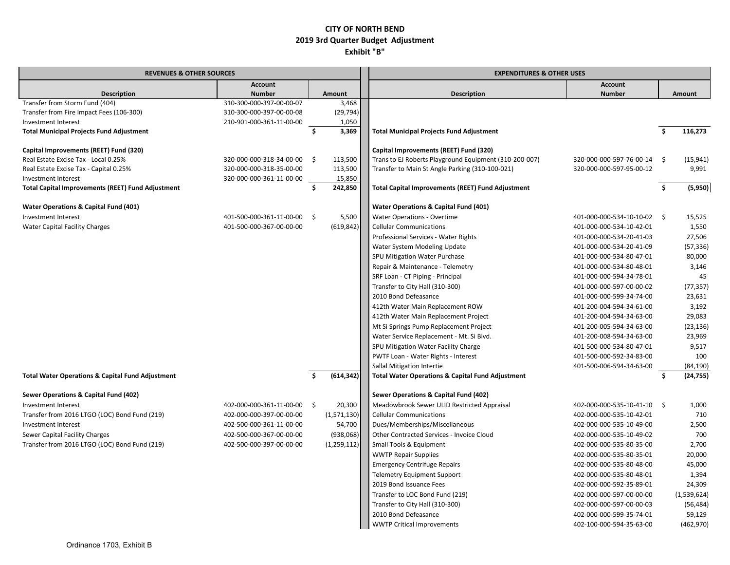**CITY OF NORTH BEND**
**2019 3rd Quarter Budget Adjustment**
**Exhibit "B"**

| REVENUES & OTHER SOURCES | | | EXPENDITURES & OTHER USES | | |
|---|---|---|---|---|---|
| **Description** | **Account Number** | **Amount** | **Description** | **Account Number** | **Amount** |
| Transfer from Storm Fund (404) | 310-300-000-397-00-00-07 | 3,468 | | | |
| Transfer from Fire Impact Fees (106-300) | 310-300-000-397-00-00-08 | (29,794) | | | |
| Investment Interest | 210-901-000-361-11-00-00 | 1,050 | | | |
| **Total Municipal Projects Fund Adjustment** | | **$ 3,369** | **Total Municipal Projects Fund Adjustment** | | **$ 116,273** |
| | | | | | |
| **Capital Improvements (REET) Fund (320)** | | | **Capital Improvements (REET) Fund (320)** | | |
| Real Estate Excise Tax - Local 0.25% | 320-000-000-318-34-00-00 | $ 113,500 | Trans to EJ Roberts Playground Equipment (310-200-007) | 320-000-000-597-76-00-14 | $ (15,941) |
| Real Estate Excise Tax - Capital 0.25% | 320-000-000-318-35-00-00 | 113,500 | Transfer to Main St Angle Parking (310-100-021) | 320-000-000-597-95-00-12 | 9,991 |
| Investment Interest | 320-000-000-361-11-00-00 | 15,850 | | | |
| **Total Capital Improvements (REET) Fund Adjustment** | | **$ 242,850** | **Total Capital Improvements (REET) Fund Adjustment** | | **$ (5,950)** |
| | | | | | |
| **Water Operations & Capital Fund (401)** | | | **Water Operations & Capital Fund (401)** | | |
| Investment Interest | 401-500-000-361-11-00-00 | $ 5,500 | Water Operations - Overtime | 401-000-000-534-10-10-02 | $ 15,525 |
| Water Capital Facility Charges | 401-500-000-367-00-00-00 | (619,842) | Cellular Communications | 401-000-000-534-10-42-01 | 1,550 |
| | | | Professional Services - Water Rights | 401-000-000-534-20-41-03 | 27,506 |
| | | | Water System Modeling Update | 401-000-000-534-20-41-09 | (57,336) |
| | | | SPU Mitigation Water Purchase | 401-000-000-534-80-47-01 | 80,000 |
| | | | Repair & Maintenance - Telemetry | 401-000-000-534-80-48-01 | 3,146 |
| | | | SRF Loan - CT Piping - Principal | 401-000-000-594-34-78-01 | 45 |
| | | | Transfer to City Hall (310-300) | 401-000-000-597-00-00-02 | (77,357) |
| | | | 2010 Bond Defeasance | 401-000-000-599-34-74-00 | 23,631 |
| | | | 412th Water Main Replacement ROW | 401-200-004-594-34-61-00 | 3,192 |
| | | | 412th Water Main Replacement Project | 401-200-004-594-34-63-00 | 29,083 |
| | | | Mt Si Springs Pump Replacement Project | 401-200-005-594-34-63-00 | (23,136) |
| | | | Water Service Replacement - Mt. Si Blvd. | 401-200-008-594-34-63-00 | 23,969 |
| | | | SPU Mitigation Water Facility Charge | 401-500-000-534-80-47-01 | 9,517 |
| | | | PWTF Loan - Water Rights - Interest | 401-500-000-592-34-83-00 | 100 |
| | | | Sallal Mitigation Intertie | 401-500-006-594-34-63-00 | (84,190) |
| **Total Water Operations & Capital Fund Adjustment** | | **$ (614,342)** | **Total Water Operations & Capital Fund Adjustment** | | **$ (24,755)** |
| | | | | | |
| **Sewer Operations & Capital Fund (402)** | | | **Sewer Operations & Capital Fund (402)** | | |
| Investment Interest | 402-000-000-361-11-00-00 | $ 20,300 | Meadowbrook Sewer ULID Restricted Appraisal | 402-000-000-535-10-41-10 | $ 1,000 |
| Transfer from 2016 LTGO (LOC) Bond Fund (219) | 402-000-000-397-00-00-00 | (1,571,130) | Cellular Communications | 402-000-000-535-10-42-01 | 710 |
| Investment Interest | 402-500-000-361-11-00-00 | 54,700 | Dues/Memberships/Miscellaneous | 402-000-000-535-10-49-00 | 2,500 |
| Sewer Capital Facility Charges | 402-500-000-367-00-00-00 | (938,068) | Other Contracted Services - Invoice Cloud | 402-000-000-535-10-49-02 | 700 |
| Transfer from 2016 LTGO (LOC) Bond Fund (219) | 402-500-000-397-00-00-00 | (1,259,112) | Small Tools & Equipment | 402-000-000-535-80-35-00 | 2,700 |
| | | | WWTP Repair Supplies | 402-000-000-535-80-35-01 | 20,000 |
| | | | Emergency Centrifuge Repairs | 402-000-000-535-80-48-00 | 45,000 |
| | | | Telemetry Equipment Support | 402-000-000-535-80-48-01 | 1,394 |
| | | | 2019 Bond Issuance Fees | 402-000-000-592-35-89-01 | 24,309 |
| | | | Transfer to LOC Bond Fund (219) | 402-000-000-597-00-00-00 | (1,539,624) |
| | | | Transfer to City Hall (310-300) | 402-000-000-597-00-00-03 | (56,484) |
| | | | 2010 Bond Defeasance | 402-000-000-599-35-74-01 | 59,129 |
| | | | WWTP Critical Improvements | 402-100-000-594-35-63-00 | (462,970) |

Ordinance 1703, Exhibit B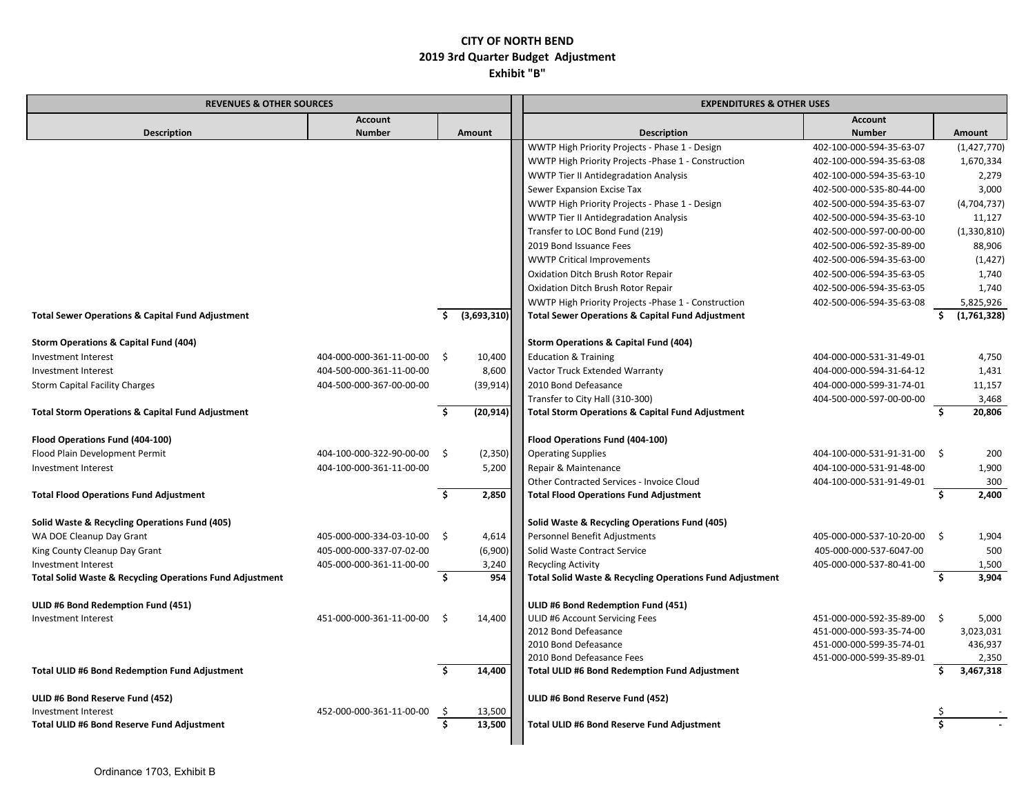# CITY OF NORTH BEND
## 2019 3rd Quarter Budget Adjustment
### Exhibit "B"

| REVENUES & OTHER SOURCES | | | EXPENDITURES & OTHER USES | | |
|---|---|---|---|---|---|
| **Description** | **Account Number** | **Amount** | **Description** | **Account Number** | **Amount** |
| | | | WWTP High Priority Projects - Phase 1 - Design | 402-100-000-594-35-63-07 | (1,427,770) |
| | | | WWTP High Priority Projects -Phase 1 - Construction | 402-100-000-594-35-63-08 | 1,670,334 |
| | | | WWTP Tier II Antidegradation Analysis | 402-100-000-594-35-63-10 | 2,279 |
| | | | Sewer Expansion Excise Tax | 402-500-000-535-80-44-00 | 3,000 |
| | | | WWTP High Priority Projects - Phase 1 - Design | 402-500-000-594-35-63-07 | (4,704,737) |
| | | | WWTP Tier II Antidegradation Analysis | 402-500-000-594-35-63-10 | 11,127 |
| | | | Transfer to LOC Bond Fund (219) | 402-500-000-597-00-00-00 | (1,330,810) |
| | | | 2019 Bond Issuance Fees | 402-500-006-592-35-89-00 | 88,906 |
| | | | WWTP Critical Improvements | 402-500-006-594-35-63-00 | (1,427) |
| | | | Oxidation Ditch Brush Rotor Repair | 402-500-006-594-35-63-05 | 1,740 |
| | | | Oxidation Ditch Brush Rotor Repair | 402-500-006-594-35-63-05 | 1,740 |
| | | | WWTP High Priority Projects -Phase 1 - Construction | 402-500-006-594-35-63-08 | 5,825,926 |
| **Total Sewer Operations & Capital Fund Adjustment** | | **$ (3,693,310)** | **Total Sewer Operations & Capital Fund Adjustment** | | **$ (1,761,328)** |
| | | | | | |
| **Storm Operations & Capital Fund (404)** | | | **Storm Operations & Capital Fund (404)** | | |
| Investment Interest | 404-000-000-361-11-00-00 | $ 10,400 | Education & Training | 404-000-000-531-31-49-01 | 4,750 |
| Investment Interest | 404-500-000-361-11-00-00 | 8,600 | Vactor Truck Extended Warranty | 404-000-000-594-31-64-12 | 1,431 |
| Storm Capital Facility Charges | 404-500-000-367-00-00-00 | (39,914) | 2010 Bond Defeasance | 404-000-000-599-31-74-01 | 11,157 |
| | | | Transfer to City Hall (310-300) | 404-500-000-597-00-00-00 | 3,468 |
| **Total Storm Operations & Capital Fund Adjustment** | | **$ (20,914)** | **Total Storm Operations & Capital Fund Adjustment** | | **$ 20,806** |
| | | | | | |
| **Flood Operations Fund (404-100)** | | | **Flood Operations Fund (404-100)** | | |
| Flood Plain Development Permit | 404-100-000-322-90-00-00 | $ (2,350) | Operating Supplies | 404-100-000-531-91-31-00 | $ 200 |
| Investment Interest | 404-100-000-361-11-00-00 | 5,200 | Repair & Maintenance | 404-100-000-531-91-48-00 | 1,900 |
| | | | Other Contracted Services - Invoice Cloud | 404-100-000-531-91-49-01 | 300 |
| **Total Flood Operations Fund Adjustment** | | **$ 2,850** | **Total Flood Operations Fund Adjustment** | | **$ 2,400** |
| | | | | | |
| **Solid Waste & Recycling Operations Fund (405)** | | | **Solid Waste & Recycling Operations Fund (405)** | | |
| WA DOE Cleanup Day Grant | 405-000-000-334-03-10-00 | $ 4,614 | Personnel Benefit Adjustments | 405-000-000-537-10-20-00 | $ 1,904 |
| King County Cleanup Day Grant | 405-000-000-337-07-02-00 | (6,900) | Solid Waste Contract Service | 405-000-000-537-6047-00 | 500 |
| Investment Interest | 405-000-000-361-11-00-00 | 3,240 | Recycling Activity | 405-000-000-537-80-41-00 | 1,500 |
| **Total Solid Waste & Recycling Operations Fund Adjustment** | | **$ 954** | **Total Solid Waste & Recycling Operations Fund Adjustment** | | **$ 3,904** |
| | | | | | |
| **ULID #6 Bond Redemption Fund (451)** | | | **ULID #6 Bond Redemption Fund (451)** | | |
| Investment Interest | 451-000-000-361-11-00-00 | $ 14,400 | ULID #6 Account Servicing Fees | 451-000-000-592-35-89-00 | $ 5,000 |
| | | | 2012 Bond Defeasance | 451-000-000-593-35-74-00 | 3,023,031 |
| | | | 2010 Bond Defeasance | 451-000-000-599-35-74-01 | 436,937 |
| | | | 2010 Bond Defeasance Fees | 451-000-000-599-35-89-01 | 2,350 |
| **Total ULID #6 Bond Redemption Fund Adjustment** | | **$ 14,400** | **Total ULID #6 Bond Redemption Fund Adjustment** | | **$ 3,467,318** |
| | | | | | |
| **ULID #6 Bond Reserve Fund (452)** | | | **ULID #6 Bond Reserve Fund (452)** | | |
| Investment Interest | 452-000-000-361-11-00-00 | $ 13,500 | | | $ - |
| **Total ULID #6 Bond Reserve Fund Adjustment** | | **$ 13,500** | **Total ULID #6 Bond Reserve Fund Adjustment** | | **$ -** |

Ordinance 1703, Exhibit B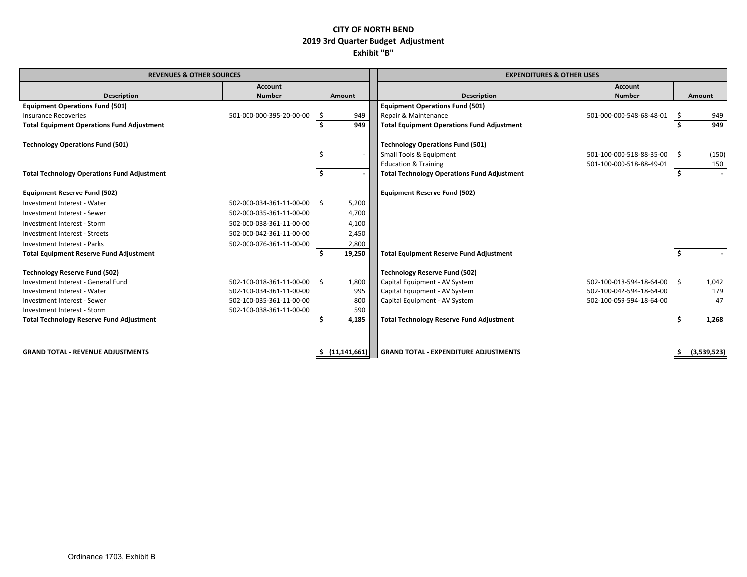**CITY OF NORTH BEND**
**2019 3rd Quarter Budget Adjustment**
**Exhibit "B"**

| REVENUES & OTHER SOURCES | | | EXPENDITURES & OTHER USES | | |
|---|---|---|---|---|---|
| Description | Account Number | Amount | Description | Account Number | Amount |
| **Equipment Operations Fund (501)** | | | **Equipment Operations Fund (501)** | | |
| Insurance Recoveries | 501-000-000-395-20-00-00 | $ 949 | Repair & Maintenance | 501-000-000-548-68-48-01 | $ 949 |
| **Total Equipment Operations Fund Adjustment** | | **$ 949** | **Total Equipment Operations Fund Adjustment** | | **$ 949** |
| **Technology Operations Fund (501)** | | | **Technology Operations Fund (501)** | | |
| | | $ - | Small Tools & Equipment | 501-100-000-518-88-35-00 | $ (150) |
| | | | Education & Training | 501-100-000-518-88-49-01 | 150 |
| **Total Technology Operations Fund Adjustment** | | **$ -** | **Total Technology Operations Fund Adjustment** | | **$ -** |
| **Equipment Reserve Fund (502)** | | | **Equipment Reserve Fund (502)** | | |
| Investment Interest - Water | 502-000-034-361-11-00-00 | $ 5,200 | | | |
| Investment Interest - Sewer | 502-000-035-361-11-00-00 | 4,700 | | | |
| Investment Interest - Storm | 502-000-038-361-11-00-00 | 4,100 | | | |
| Investment Interest - Streets | 502-000-042-361-11-00-00 | 2,450 | | | |
| Investment Interest - Parks | 502-000-076-361-11-00-00 | 2,800 | | | |
| **Total Equipment Reserve Fund Adjustment** | | **$ 19,250** | **Total Equipment Reserve Fund Adjustment** | | **$ -** |
| **Technology Reserve Fund (502)** | | | **Technology Reserve Fund (502)** | | |
| Investment Interest - General Fund | 502-100-018-361-11-00-00 | $ 1,800 | Capital Equipment - AV System | 502-100-018-594-18-64-00 | $ 1,042 |
| Investment Interest - Water | 502-100-034-361-11-00-00 | 995 | Capital Equipment - AV System | 502-100-042-594-18-64-00 | 179 |
| Investment Interest - Sewer | 502-100-035-361-11-00-00 | 800 | Capital Equipment - AV System | 502-100-059-594-18-64-00 | 47 |
| Investment Interest - Storm | 502-100-038-361-11-00-00 | 590 | | | |
| **Total Technology Reserve Fund Adjustment** | | **$ 4,185** | **Total Technology Reserve Fund Adjustment** | | **$ 1,268** |
| **GRAND TOTAL - REVENUE ADJUSTMENTS** | | **$ (11,141,661)** | **GRAND TOTAL - EXPENDITURE ADJUSTMENTS** | | **$ (3,539,523)** |

Ordinance 1703, Exhibit B